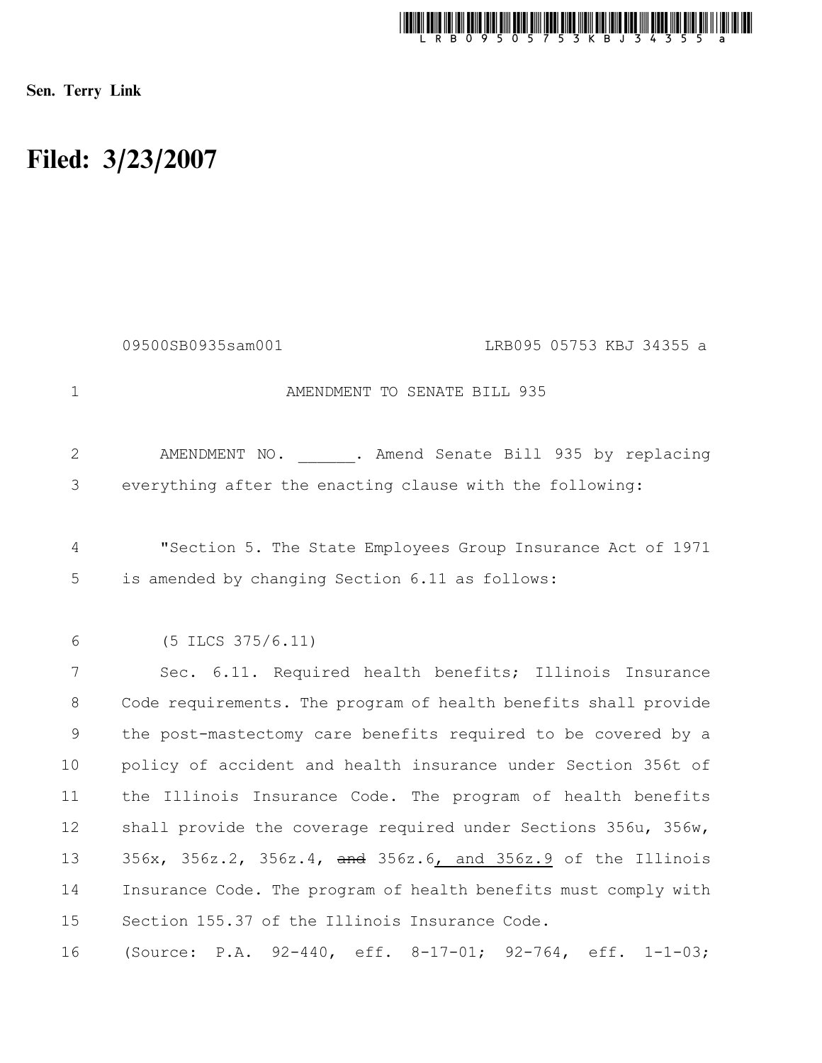Sen. Terry Link

# Filed: 3/23/2007

09500SB0935sam001 LRB095 05753 KBJ 34355 a

AMENDMENT TO SENATE BILL 935

AMENDMENT NO. ______. Amend Senate Bill 935 by replacing everything after the enacting clause with the following:

"Section 5. The State Employees Group Insurance Act of 1971 is amended by changing Section 6.11 as follows:

(5 ILCS 375/6.11)

Sec. 6.11. Required health benefits; Illinois Insurance Code requirements. The program of health benefits shall provide the post-mastectomy care benefits required to be covered by a policy of accident and health insurance under Section 356t of the Illinois Insurance Code. The program of health benefits shall provide the coverage required under Sections 356u, 356w, 356x, 356z.2, 356z.4, ~~and~~ 356z.6, and 356z.9 of the Illinois Insurance Code. The program of health benefits must comply with Section 155.37 of the Illinois Insurance Code.

(Source: P.A. 92-440, eff. 8-17-01; 92-764, eff. 1-1-03;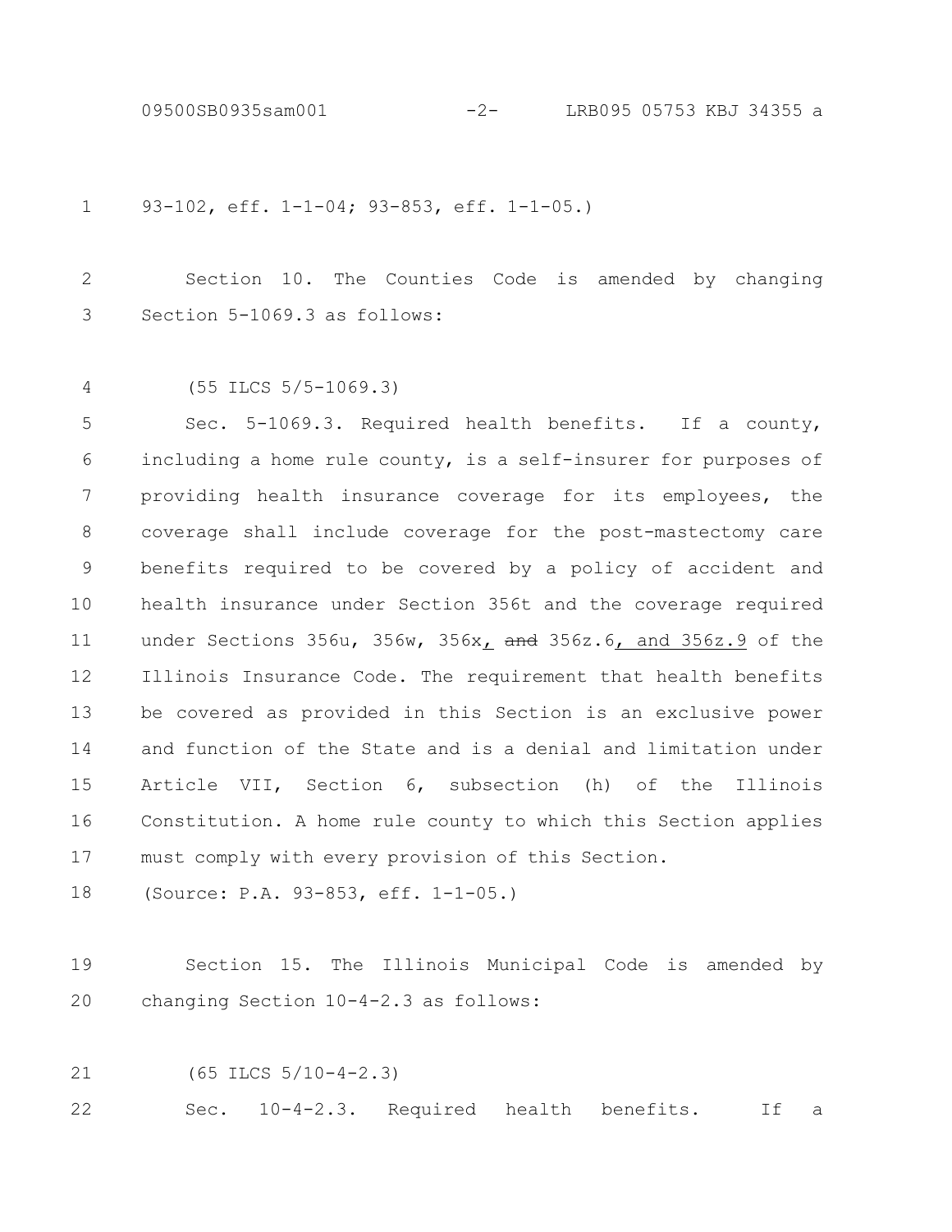93-102, eff. 1-1-04; 93-853, eff. 1-1-05.)

Section 10. The Counties Code is amended by changing Section 5-1069.3 as follows:

(55 ILCS 5/5-1069.3)

Sec. 5-1069.3. Required health benefits. If a county, including a home rule county, is a self-insurer for purposes of providing health insurance coverage for its employees, the coverage shall include coverage for the post-mastectomy care benefits required to be covered by a policy of accident and health insurance under Section 356t and the coverage required under Sections 356u, 356w, 356x<u>,</u> ~~and~~ 356z.6<u>, and 356z.9</u> of the Illinois Insurance Code. The requirement that health benefits be covered as provided in this Section is an exclusive power and function of the State and is a denial and limitation under Article VII, Section 6, subsection (h) of the Illinois Constitution. A home rule county to which this Section applies must comply with every provision of this Section.

(Source: P.A. 93-853, eff. 1-1-05.)

Section 15. The Illinois Municipal Code is amended by changing Section 10-4-2.3 as follows:

(65 ILCS 5/10-4-2.3)

Sec. 10-4-2.3. Required health benefits. If a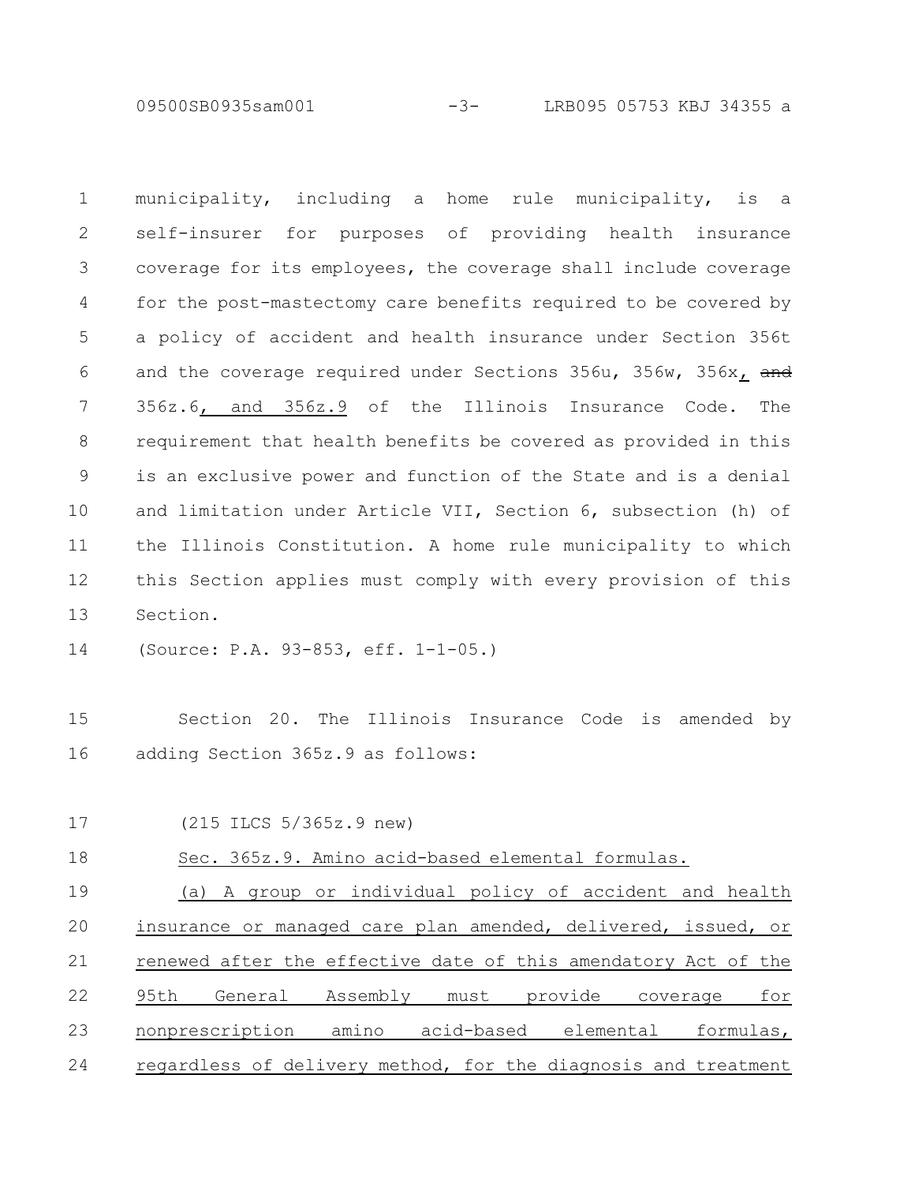municipality, including a home rule municipality, is a self-insurer for purposes of providing health insurance coverage for its employees, the coverage shall include coverage for the post-mastectomy care benefits required to be covered by a policy of accident and health insurance under Section 356t and the coverage required under Sections 356u, 356w, 356x, ~~and~~ 356z.6, and 356z.9 of the Illinois Insurance Code. The requirement that health benefits be covered as provided in this is an exclusive power and function of the State and is a denial and limitation under Article VII, Section 6, subsection (h) of the Illinois Constitution. A home rule municipality to which this Section applies must comply with every provision of this Section.

(Source: P.A. 93-853, eff. 1-1-05.)

Section 20. The Illinois Insurance Code is amended by adding Section 365z.9 as follows:

(215 ILCS 5/365z.9 new)

Sec. 365z.9. Amino acid-based elemental formulas.

(a) A group or individual policy of accident and health insurance or managed care plan amended, delivered, issued, or renewed after the effective date of this amendatory Act of the 95th General Assembly must provide coverage for nonprescription amino acid-based elemental formulas, regardless of delivery method, for the diagnosis and treatment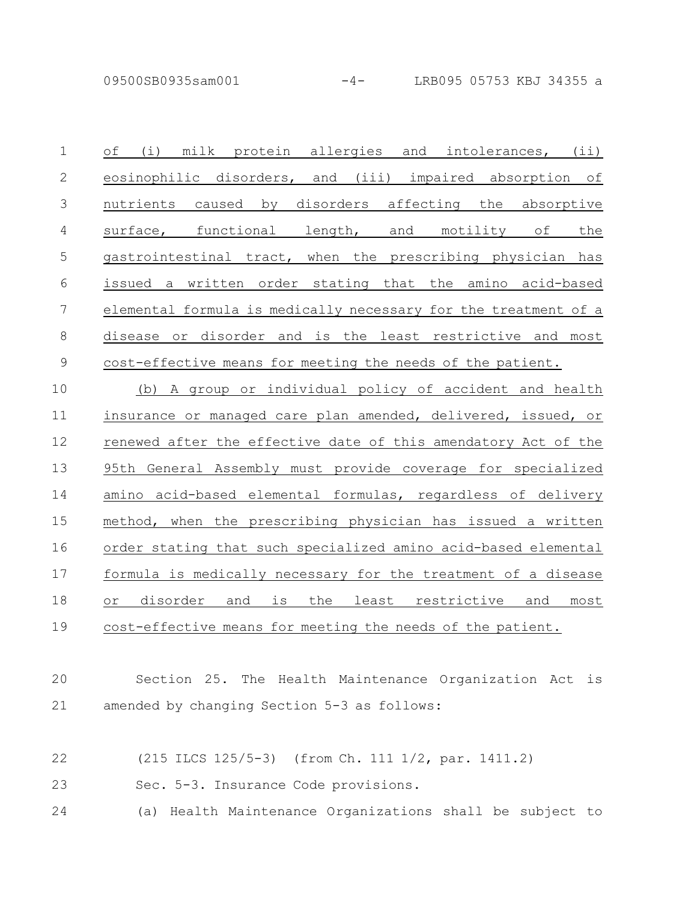of (i) milk protein allergies and intolerances, (ii) eosinophilic disorders, and (iii) impaired absorption of nutrients caused by disorders affecting the absorptive surface, functional length, and motility of the gastrointestinal tract, when the prescribing physician has issued a written order stating that the amino acid-based elemental formula is medically necessary for the treatment of a disease or disorder and is the least restrictive and most cost-effective means for meeting the needs of the patient.

(b) A group or individual policy of accident and health insurance or managed care plan amended, delivered, issued, or renewed after the effective date of this amendatory Act of the 95th General Assembly must provide coverage for specialized amino acid-based elemental formulas, regardless of delivery method, when the prescribing physician has issued a written order stating that such specialized amino acid-based elemental formula is medically necessary for the treatment of a disease or disorder and is the least restrictive and most cost-effective means for meeting the needs of the patient.

Section 25. The Health Maintenance Organization Act is amended by changing Section 5-3 as follows:

(215 ILCS 125/5-3) (from Ch. 111 1/2, par. 1411.2)

Sec. 5-3. Insurance Code provisions.

(a) Health Maintenance Organizations shall be subject to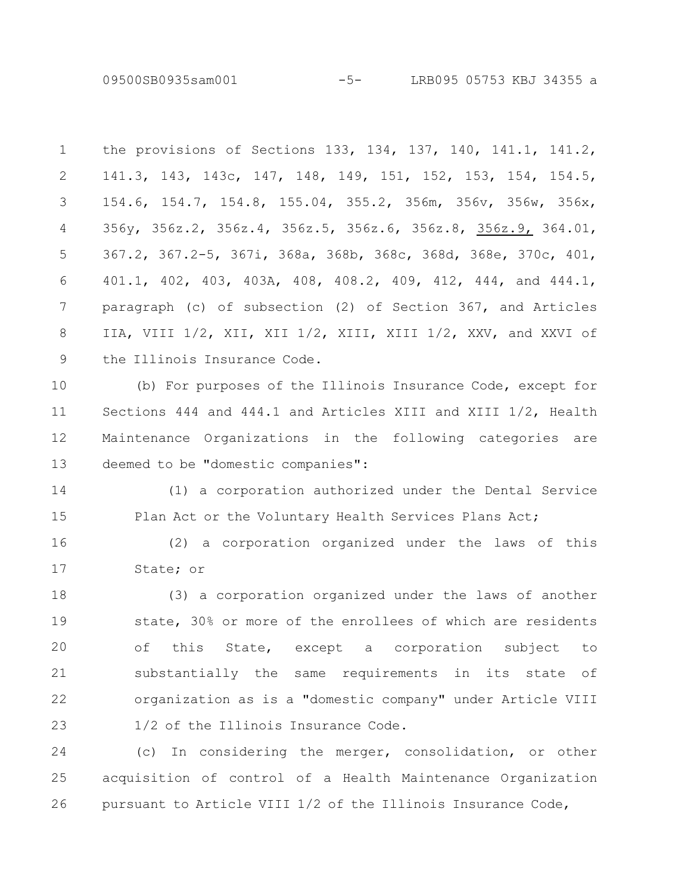the provisions of Sections 133, 134, 137, 140, 141.1, 141.2, 141.3, 143, 143c, 147, 148, 149, 151, 152, 153, 154, 154.5, 154.6, 154.7, 154.8, 155.04, 355.2, 356m, 356v, 356w, 356x, 356y, 356z.2, 356z.4, 356z.5, 356z.6, 356z.8, 356z.9, 364.01, 367.2, 367.2-5, 367i, 368a, 368b, 368c, 368d, 368e, 370c, 401, 401.1, 402, 403, 403A, 408, 408.2, 409, 412, 444, and 444.1, paragraph (c) of subsection (2) of Section 367, and Articles IIA, VIII 1/2, XII, XII 1/2, XIII, XIII 1/2, XXV, and XXVI of the Illinois Insurance Code.

(b) For purposes of the Illinois Insurance Code, except for Sections 444 and 444.1 and Articles XIII and XIII 1/2, Health Maintenance Organizations in the following categories are deemed to be "domestic companies":

(1) a corporation authorized under the Dental Service Plan Act or the Voluntary Health Services Plans Act;

(2) a corporation organized under the laws of this State; or

(3) a corporation organized under the laws of another state, 30% or more of the enrollees of which are residents of this State, except a corporation subject to substantially the same requirements in its state of organization as is a "domestic company" under Article VIII 1/2 of the Illinois Insurance Code.

(c) In considering the merger, consolidation, or other acquisition of control of a Health Maintenance Organization pursuant to Article VIII 1/2 of the Illinois Insurance Code,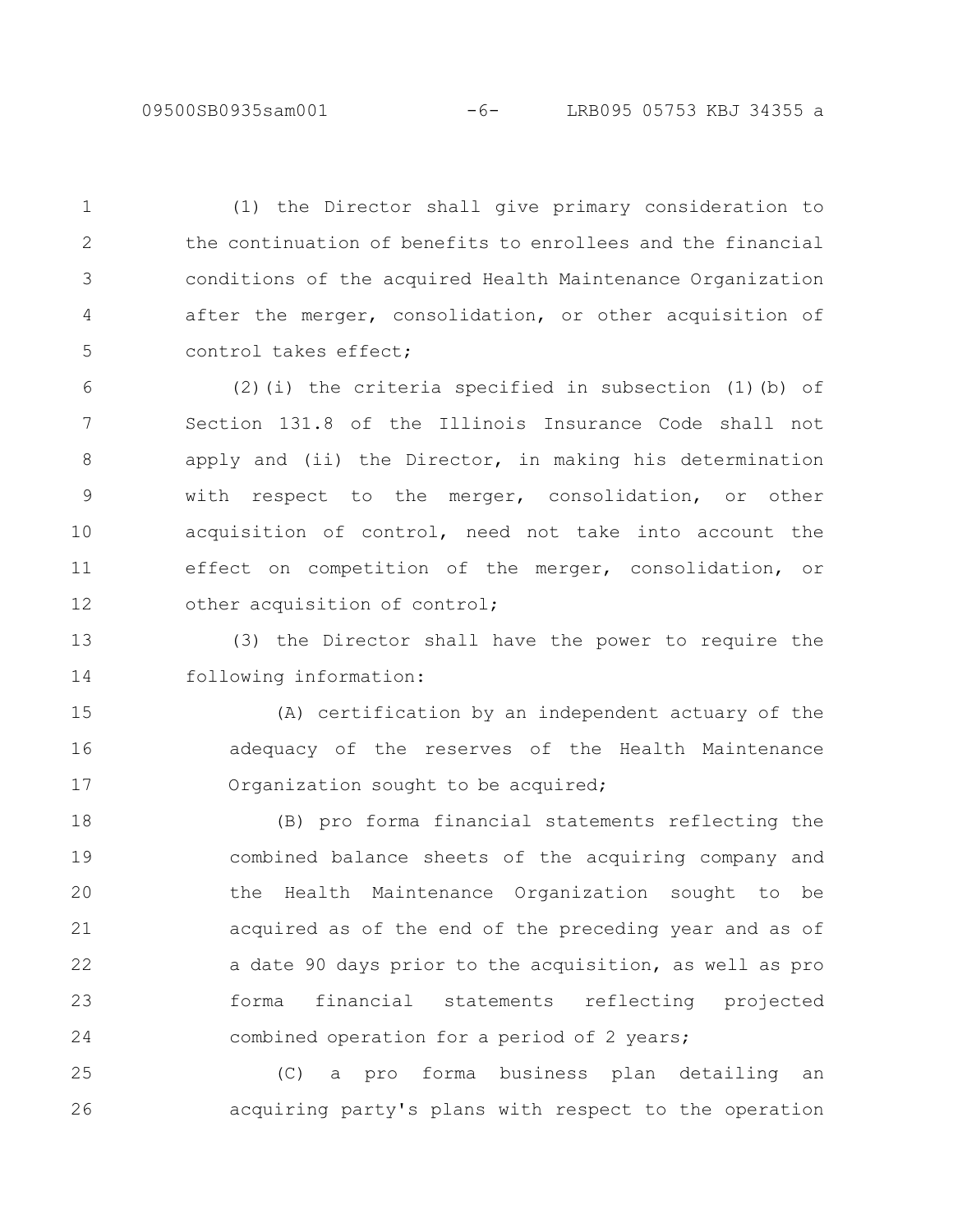(1) the Director shall give primary consideration to the continuation of benefits to enrollees and the financial conditions of the acquired Health Maintenance Organization after the merger, consolidation, or other acquisition of control takes effect;

(2)(i) the criteria specified in subsection (1)(b) of Section 131.8 of the Illinois Insurance Code shall not apply and (ii) the Director, in making his determination with respect to the merger, consolidation, or other acquisition of control, need not take into account the effect on competition of the merger, consolidation, or other acquisition of control;

(3) the Director shall have the power to require the following information:

(A) certification by an independent actuary of the adequacy of the reserves of the Health Maintenance Organization sought to be acquired;

(B) pro forma financial statements reflecting the combined balance sheets of the acquiring company and the Health Maintenance Organization sought to be acquired as of the end of the preceding year and as of a date 90 days prior to the acquisition, as well as pro forma financial statements reflecting projected combined operation for a period of 2 years;

(C) a pro forma business plan detailing an acquiring party's plans with respect to the operation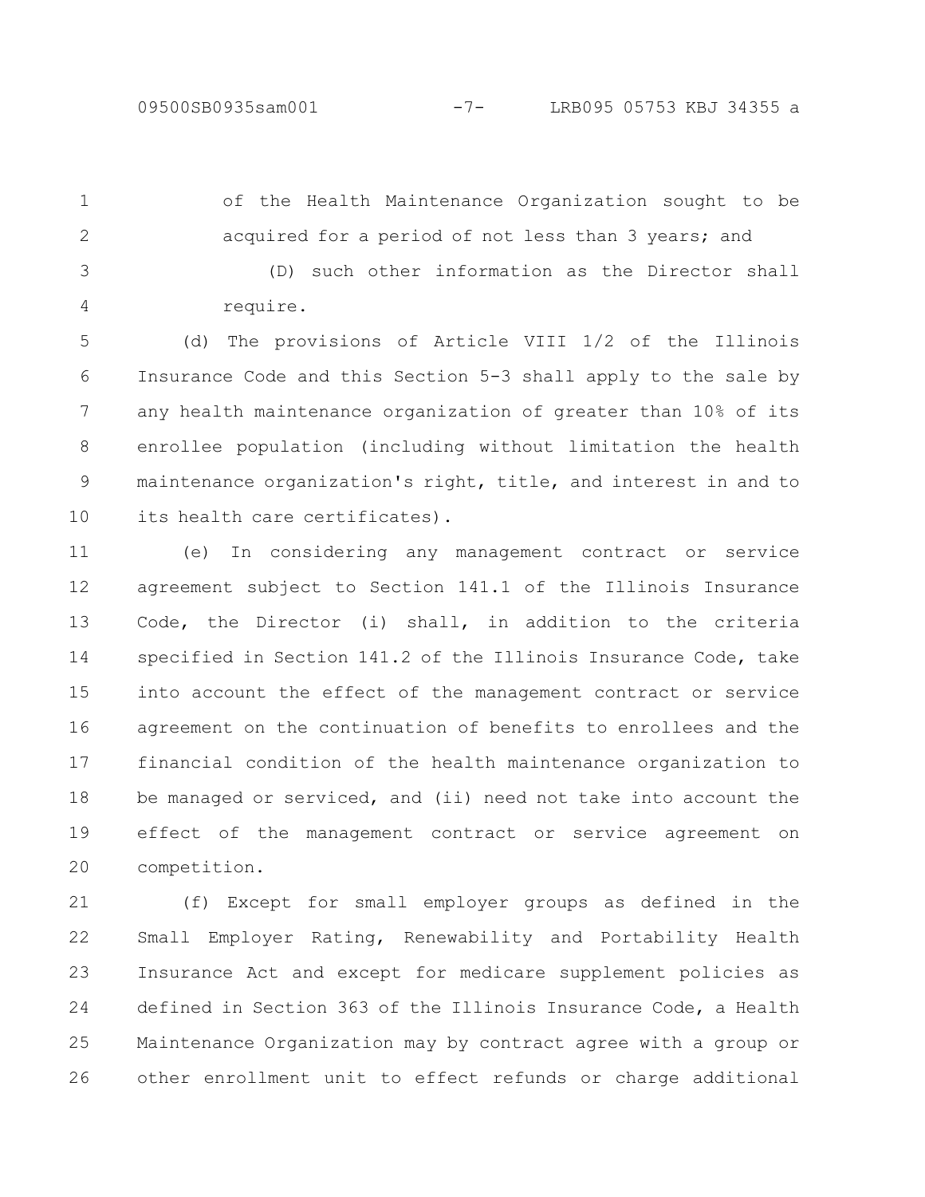of the Health Maintenance Organization sought to be acquired for a period of not less than 3 years; and

(D) such other information as the Director shall require.

(d) The provisions of Article VIII 1/2 of the Illinois Insurance Code and this Section 5-3 shall apply to the sale by any health maintenance organization of greater than 10% of its enrollee population (including without limitation the health maintenance organization's right, title, and interest in and to its health care certificates).

(e) In considering any management contract or service agreement subject to Section 141.1 of the Illinois Insurance Code, the Director (i) shall, in addition to the criteria specified in Section 141.2 of the Illinois Insurance Code, take into account the effect of the management contract or service agreement on the continuation of benefits to enrollees and the financial condition of the health maintenance organization to be managed or serviced, and (ii) need not take into account the effect of the management contract or service agreement on competition.

(f) Except for small employer groups as defined in the Small Employer Rating, Renewability and Portability Health Insurance Act and except for medicare supplement policies as defined in Section 363 of the Illinois Insurance Code, a Health Maintenance Organization may by contract agree with a group or other enrollment unit to effect refunds or charge additional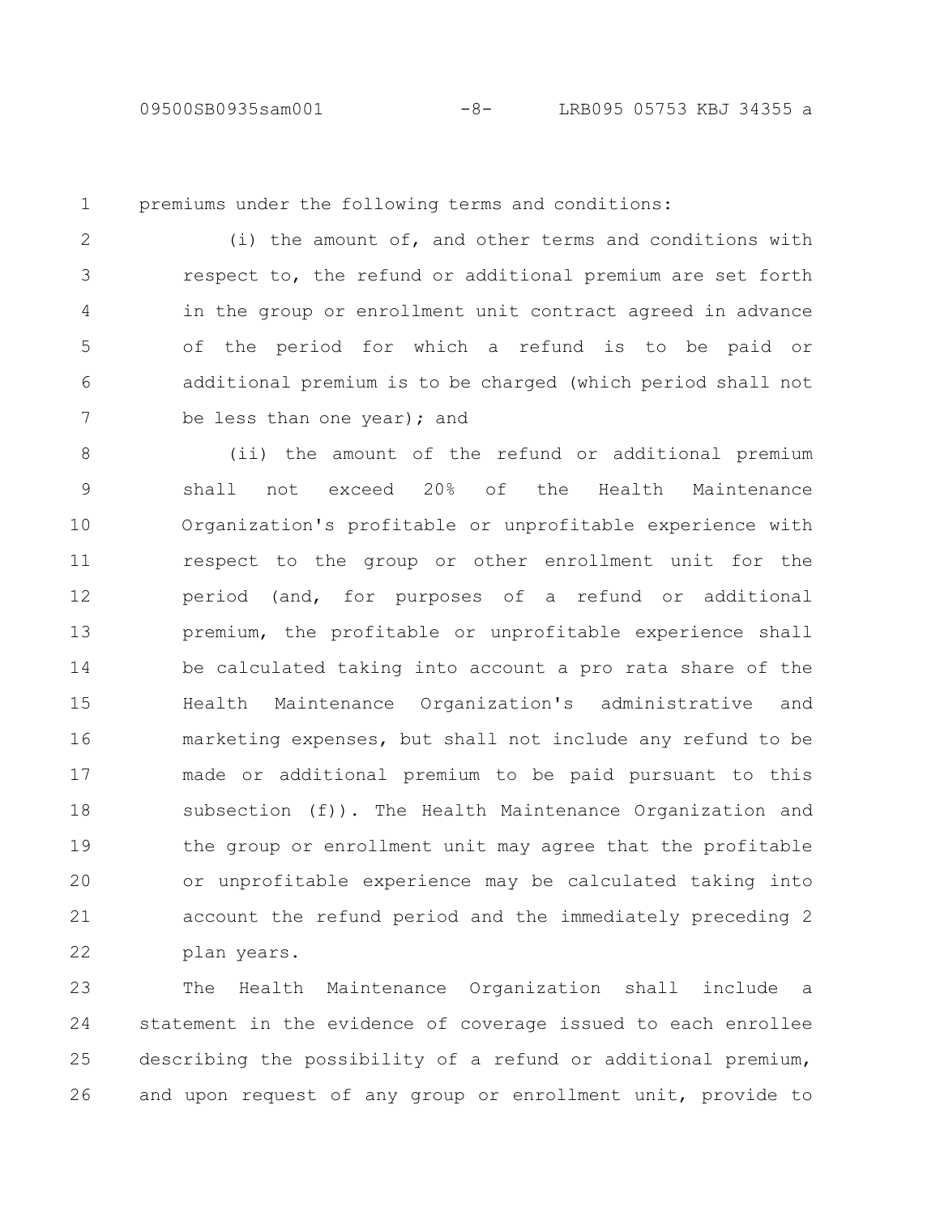premiums under the following terms and conditions:

(i) the amount of, and other terms and conditions with respect to, the refund or additional premium are set forth in the group or enrollment unit contract agreed in advance of the period for which a refund is to be paid or additional premium is to be charged (which period shall not be less than one year); and

(ii) the amount of the refund or additional premium shall not exceed 20% of the Health Maintenance Organization's profitable or unprofitable experience with respect to the group or other enrollment unit for the period (and, for purposes of a refund or additional premium, the profitable or unprofitable experience shall be calculated taking into account a pro rata share of the Health Maintenance Organization's administrative and marketing expenses, but shall not include any refund to be made or additional premium to be paid pursuant to this subsection (f)). The Health Maintenance Organization and the group or enrollment unit may agree that the profitable or unprofitable experience may be calculated taking into account the refund period and the immediately preceding 2 plan years.

The Health Maintenance Organization shall include a statement in the evidence of coverage issued to each enrollee describing the possibility of a refund or additional premium, and upon request of any group or enrollment unit, provide to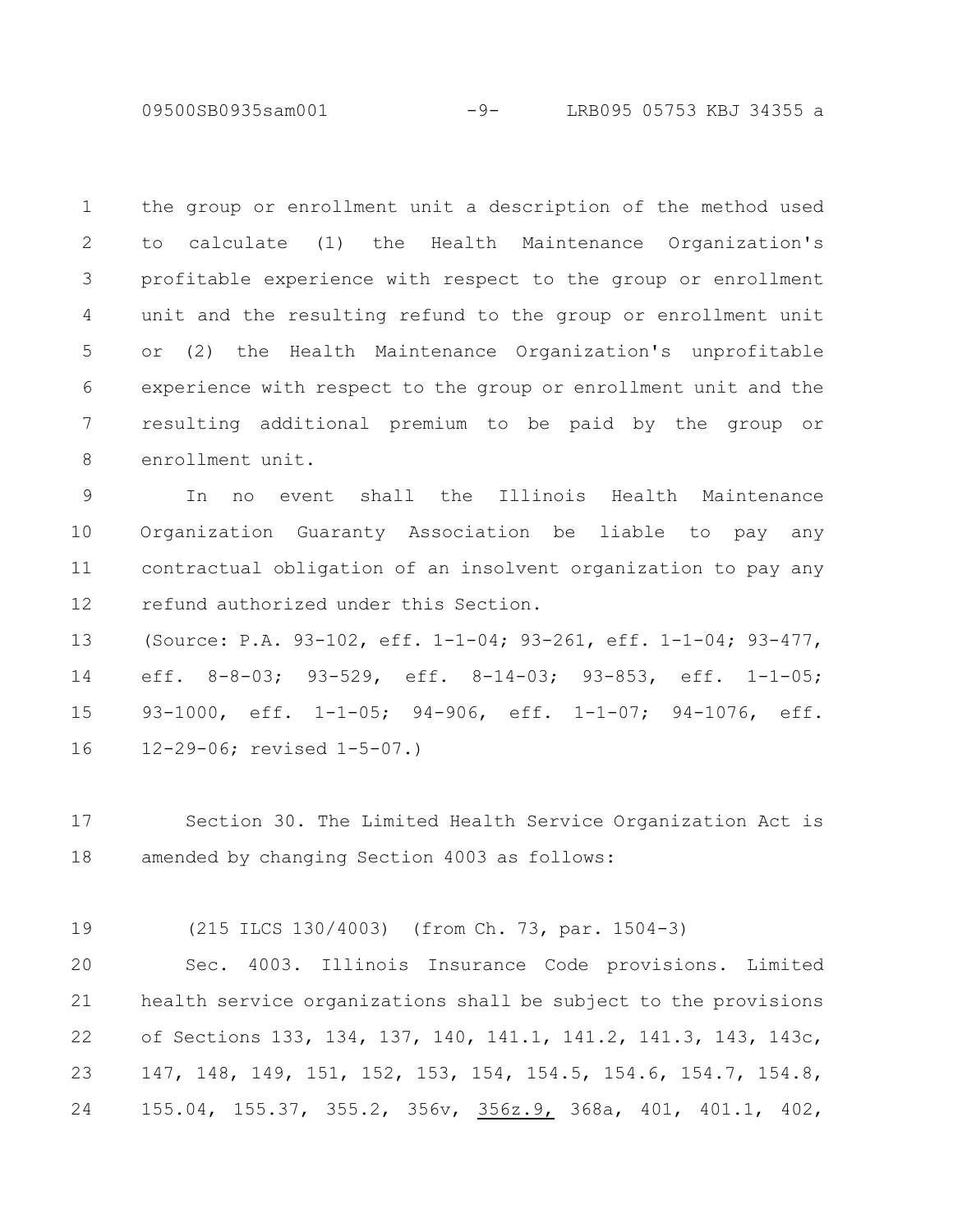the group or enrollment unit a description of the method used to calculate (1) the Health Maintenance Organization's profitable experience with respect to the group or enrollment unit and the resulting refund to the group or enrollment unit or (2) the Health Maintenance Organization's unprofitable experience with respect to the group or enrollment unit and the resulting additional premium to be paid by the group or enrollment unit.

In no event shall the Illinois Health Maintenance Organization Guaranty Association be liable to pay any contractual obligation of an insolvent organization to pay any refund authorized under this Section.

(Source: P.A. 93-102, eff. 1-1-04; 93-261, eff. 1-1-04; 93-477, eff. 8-8-03; 93-529, eff. 8-14-03; 93-853, eff. 1-1-05; 93-1000, eff. 1-1-05; 94-906, eff. 1-1-07; 94-1076, eff. 12-29-06; revised 1-5-07.)

Section 30. The Limited Health Service Organization Act is amended by changing Section 4003 as follows:

(215 ILCS 130/4003) (from Ch. 73, par. 1504-3)

Sec. 4003. Illinois Insurance Code provisions. Limited health service organizations shall be subject to the provisions of Sections 133, 134, 137, 140, 141.1, 141.2, 141.3, 143, 143c, 147, 148, 149, 151, 152, 153, 154, 154.5, 154.6, 154.7, 154.8, 155.04, 155.37, 355.2, 356v, <u>356z.9,</u> 368a, 401, 401.1, 402,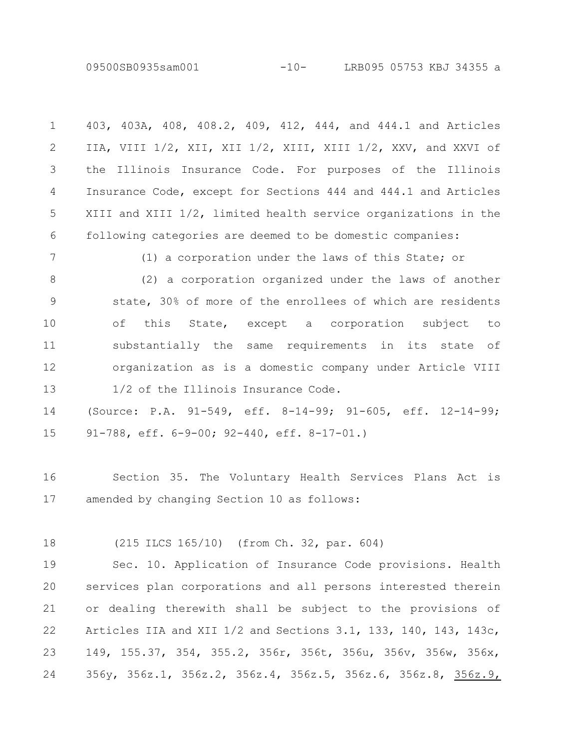403, 403A, 408, 408.2, 409, 412, 444, and 444.1 and Articles IIA, VIII 1/2, XII, XII 1/2, XIII, XIII 1/2, XXV, and XXVI of the Illinois Insurance Code. For purposes of the Illinois Insurance Code, except for Sections 444 and 444.1 and Articles XIII and XIII 1/2, limited health service organizations in the following categories are deemed to be domestic companies:

(1) a corporation under the laws of this State; or

(2) a corporation organized under the laws of another state, 30% of more of the enrollees of which are residents of this State, except a corporation subject to substantially the same requirements in its state of organization as is a domestic company under Article VIII 1/2 of the Illinois Insurance Code.

(Source: P.A. 91-549, eff. 8-14-99; 91-605, eff. 12-14-99; 91-788, eff. 6-9-00; 92-440, eff. 8-17-01.)

Section 35. The Voluntary Health Services Plans Act is amended by changing Section 10 as follows:

(215 ILCS 165/10) (from Ch. 32, par. 604)

Sec. 10. Application of Insurance Code provisions. Health services plan corporations and all persons interested therein or dealing therewith shall be subject to the provisions of Articles IIA and XII 1/2 and Sections 3.1, 133, 140, 143, 143c, 149, 155.37, 354, 355.2, 356r, 356t, 356u, 356v, 356w, 356x, 356y, 356z.1, 356z.2, 356z.4, 356z.5, 356z.6, 356z.8, <u>356z.9,</u>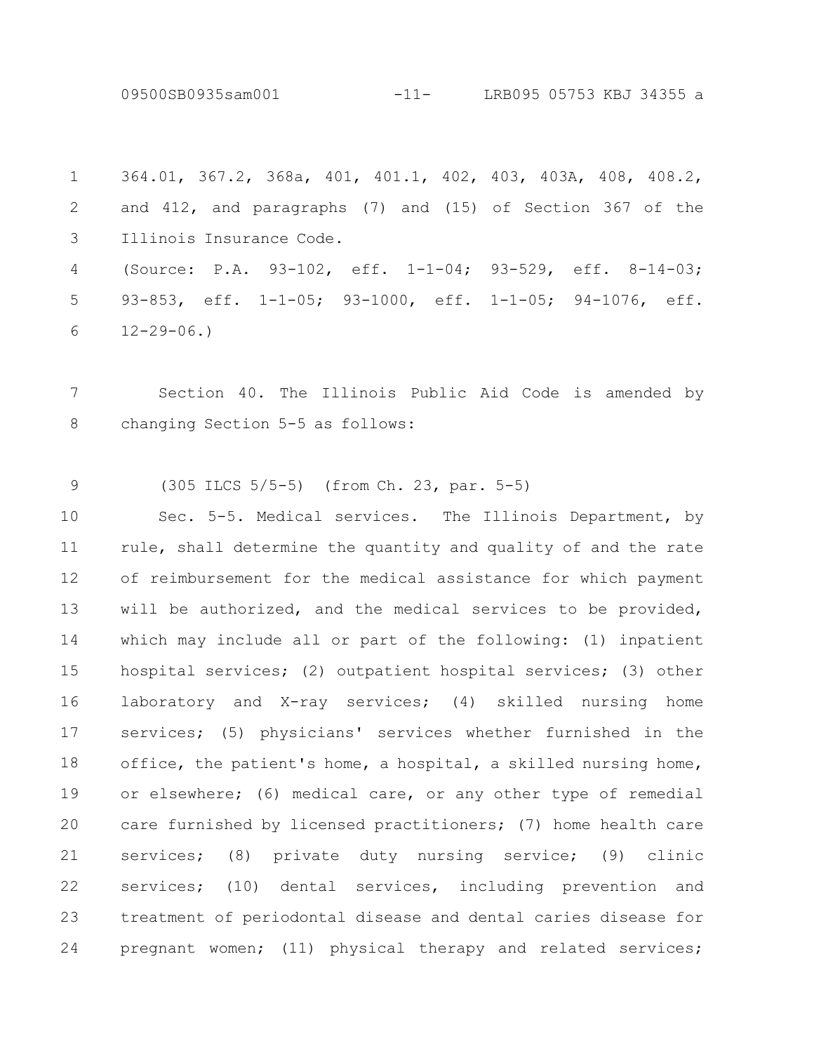364.01, 367.2, 368a, 401, 401.1, 402, 403, 403A, 408, 408.2, and 412, and paragraphs (7) and (15) of Section 367 of the Illinois Insurance Code.

(Source: P.A. 93-102, eff. 1-1-04; 93-529, eff. 8-14-03; 93-853, eff. 1-1-05; 93-1000, eff. 1-1-05; 94-1076, eff. 12-29-06.)

Section 40. The Illinois Public Aid Code is amended by changing Section 5-5 as follows:

(305 ILCS 5/5-5) (from Ch. 23, par. 5-5)

Sec. 5-5. Medical services. The Illinois Department, by rule, shall determine the quantity and quality of and the rate of reimbursement for the medical assistance for which payment will be authorized, and the medical services to be provided, which may include all or part of the following: (1) inpatient hospital services; (2) outpatient hospital services; (3) other laboratory and X-ray services; (4) skilled nursing home services; (5) physicians' services whether furnished in the office, the patient's home, a hospital, a skilled nursing home, or elsewhere; (6) medical care, or any other type of remedial care furnished by licensed practitioners; (7) home health care services; (8) private duty nursing service; (9) clinic services; (10) dental services, including prevention and treatment of periodontal disease and dental caries disease for pregnant women; (11) physical therapy and related services;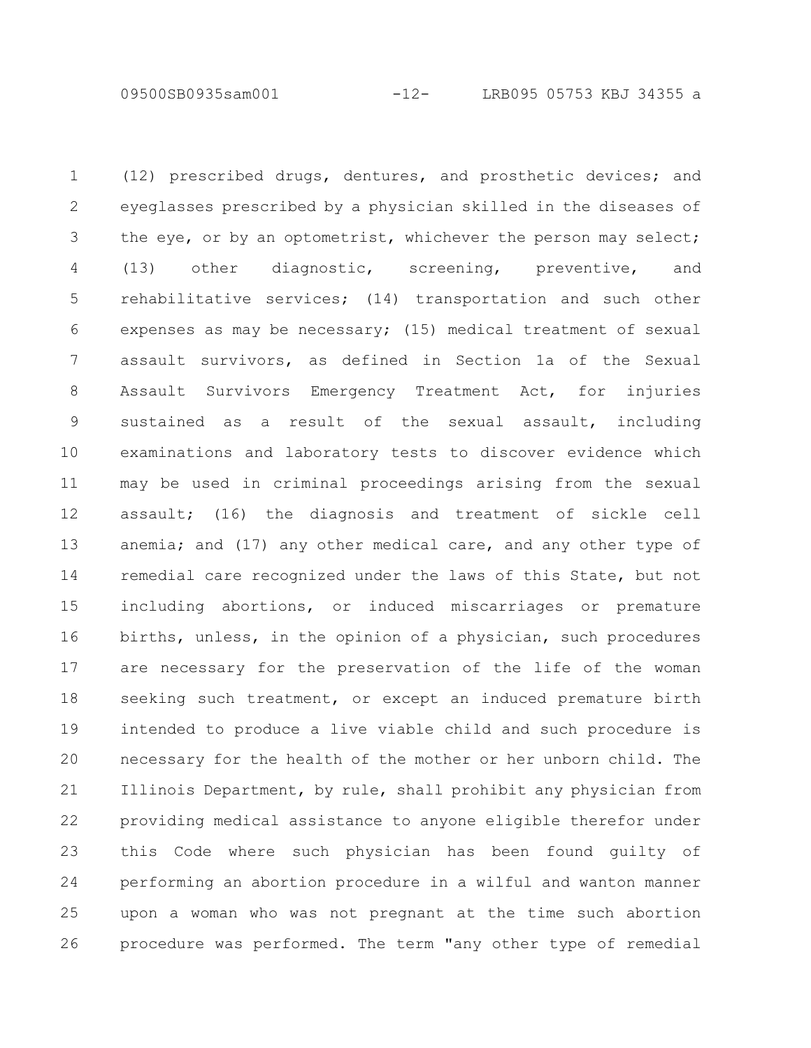(12) prescribed drugs, dentures, and prosthetic devices; and eyeglasses prescribed by a physician skilled in the diseases of the eye, or by an optometrist, whichever the person may select; (13) other diagnostic, screening, preventive, and rehabilitative services; (14) transportation and such other expenses as may be necessary; (15) medical treatment of sexual assault survivors, as defined in Section 1a of the Sexual Assault Survivors Emergency Treatment Act, for injuries sustained as a result of the sexual assault, including examinations and laboratory tests to discover evidence which may be used in criminal proceedings arising from the sexual assault; (16) the diagnosis and treatment of sickle cell anemia; and (17) any other medical care, and any other type of remedial care recognized under the laws of this State, but not including abortions, or induced miscarriages or premature births, unless, in the opinion of a physician, such procedures are necessary for the preservation of the life of the woman seeking such treatment, or except an induced premature birth intended to produce a live viable child and such procedure is necessary for the health of the mother or her unborn child. The Illinois Department, by rule, shall prohibit any physician from providing medical assistance to anyone eligible therefor under this Code where such physician has been found guilty of performing an abortion procedure in a wilful and wanton manner upon a woman who was not pregnant at the time such abortion procedure was performed. The term "any other type of remedial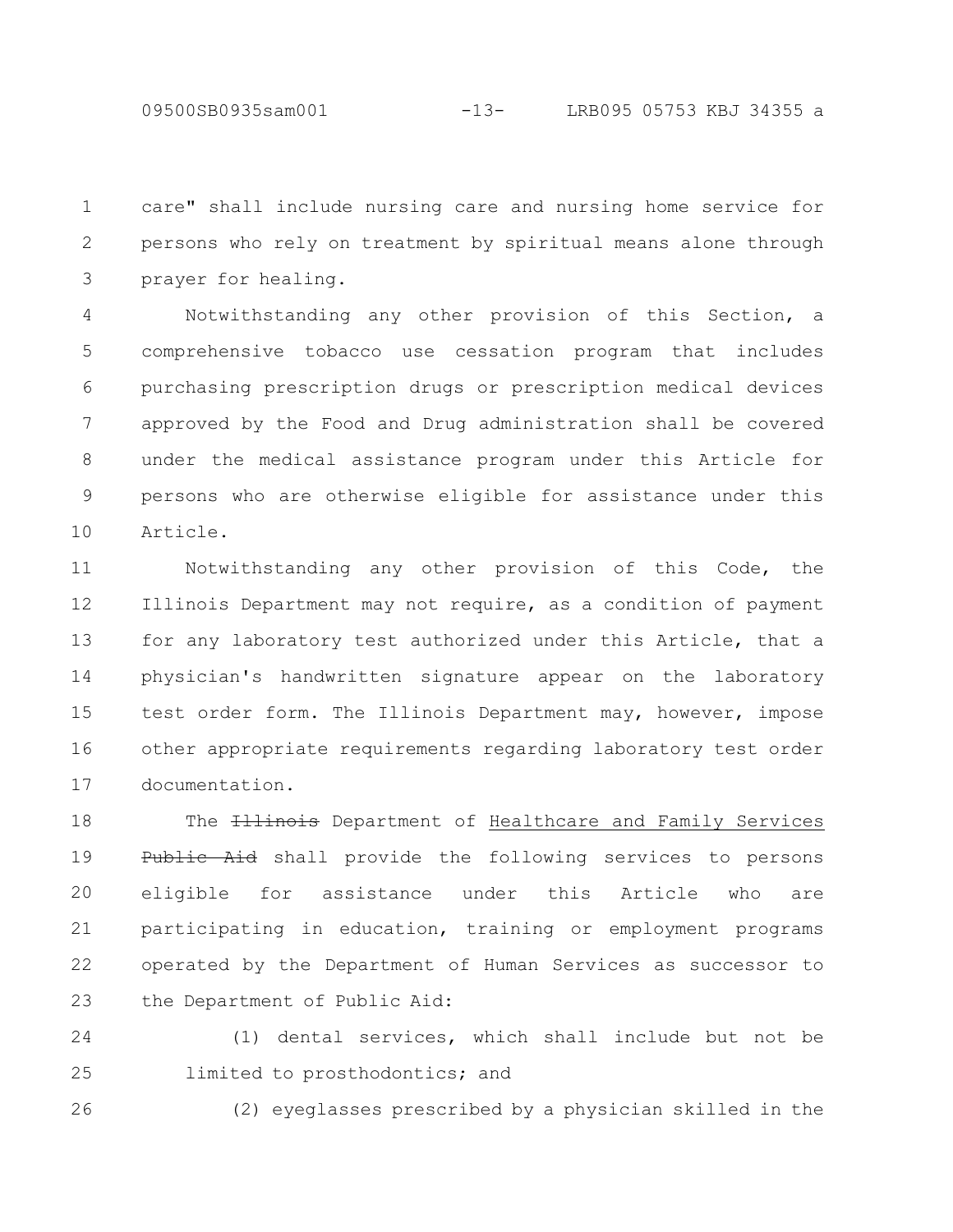care" shall include nursing care and nursing home service for persons who rely on treatment by spiritual means alone through prayer for healing.

Notwithstanding any other provision of this Section, a comprehensive tobacco use cessation program that includes purchasing prescription drugs or prescription medical devices approved by the Food and Drug administration shall be covered under the medical assistance program under this Article for persons who are otherwise eligible for assistance under this Article.

Notwithstanding any other provision of this Code, the Illinois Department may not require, as a condition of payment for any laboratory test authorized under this Article, that a physician's handwritten signature appear on the laboratory test order form. The Illinois Department may, however, impose other appropriate requirements regarding laboratory test order documentation.

The ~~Illinois~~ Department of Healthcare and Family Services ~~Public Aid~~ shall provide the following services to persons eligible for assistance under this Article who are participating in education, training or employment programs operated by the Department of Human Services as successor to the Department of Public Aid:

(1) dental services, which shall include but not be limited to prosthodontics; and

(2) eyeglasses prescribed by a physician skilled in the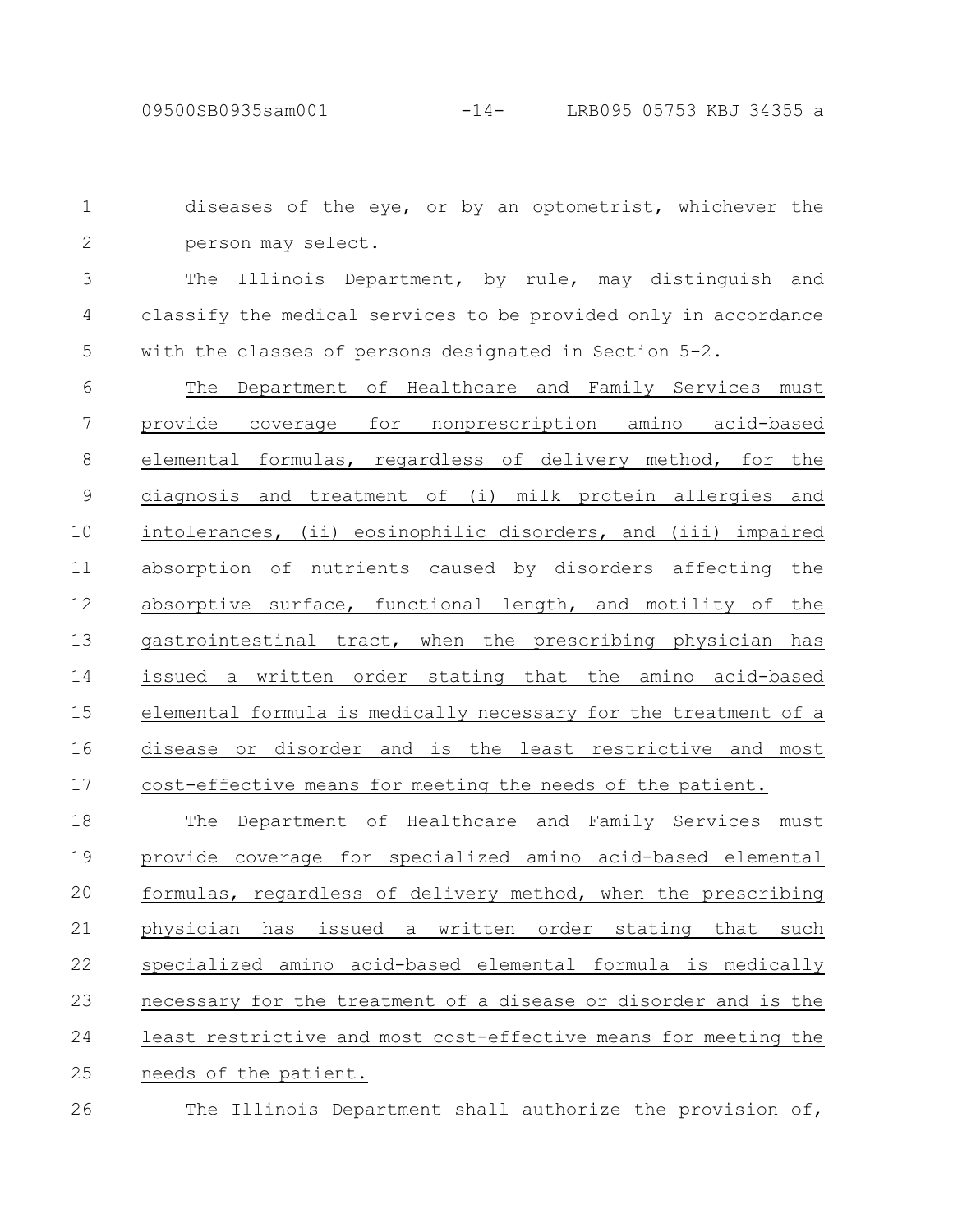diseases of the eye, or by an optometrist, whichever the person may select.

The Illinois Department, by rule, may distinguish and classify the medical services to be provided only in accordance with the classes of persons designated in Section 5-2.

<u>The Department of Healthcare and Family Services must provide coverage for nonprescription amino acid-based elemental formulas, regardless of delivery method, for the diagnosis and treatment of (i) milk protein allergies and intolerances, (ii) eosinophilic disorders, and (iii) impaired absorption of nutrients caused by disorders affecting the absorptive surface, functional length, and motility of the gastrointestinal tract, when the prescribing physician has issued a written order stating that the amino acid-based elemental formula is medically necessary for the treatment of a disease or disorder and is the least restrictive and most cost-effective means for meeting the needs of the patient.</u>

<u>The Department of Healthcare and Family Services must provide coverage for specialized amino acid-based elemental formulas, regardless of delivery method, when the prescribing physician has issued a written order stating that such specialized amino acid-based elemental formula is medically necessary for the treatment of a disease or disorder and is the least restrictive and most cost-effective means for meeting the needs of the patient.</u>

The Illinois Department shall authorize the provision of,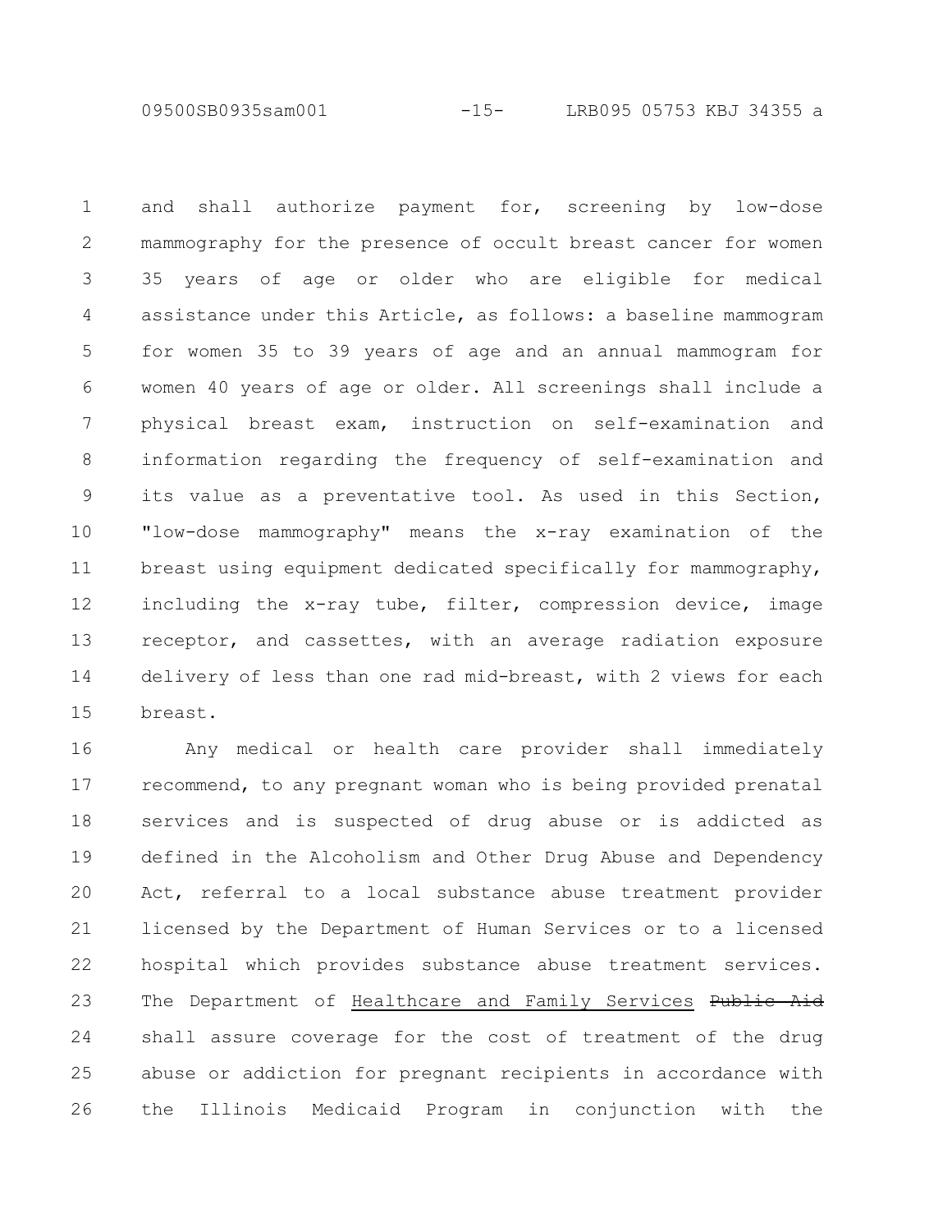and shall authorize payment for, screening by low-dose mammography for the presence of occult breast cancer for women 35 years of age or older who are eligible for medical assistance under this Article, as follows: a baseline mammogram for women 35 to 39 years of age and an annual mammogram for women 40 years of age or older. All screenings shall include a physical breast exam, instruction on self-examination and information regarding the frequency of self-examination and its value as a preventative tool. As used in this Section, "low-dose mammography" means the x-ray examination of the breast using equipment dedicated specifically for mammography, including the x-ray tube, filter, compression device, image receptor, and cassettes, with an average radiation exposure delivery of less than one rad mid-breast, with 2 views for each breast.

Any medical or health care provider shall immediately recommend, to any pregnant woman who is being provided prenatal services and is suspected of drug abuse or is addicted as defined in the Alcoholism and Other Drug Abuse and Dependency Act, referral to a local substance abuse treatment provider licensed by the Department of Human Services or to a licensed hospital which provides substance abuse treatment services. The Department of <u>Healthcare and Family Services</u> ~~Public Aid~~ shall assure coverage for the cost of treatment of the drug abuse or addiction for pregnant recipients in accordance with the Illinois Medicaid Program in conjunction with the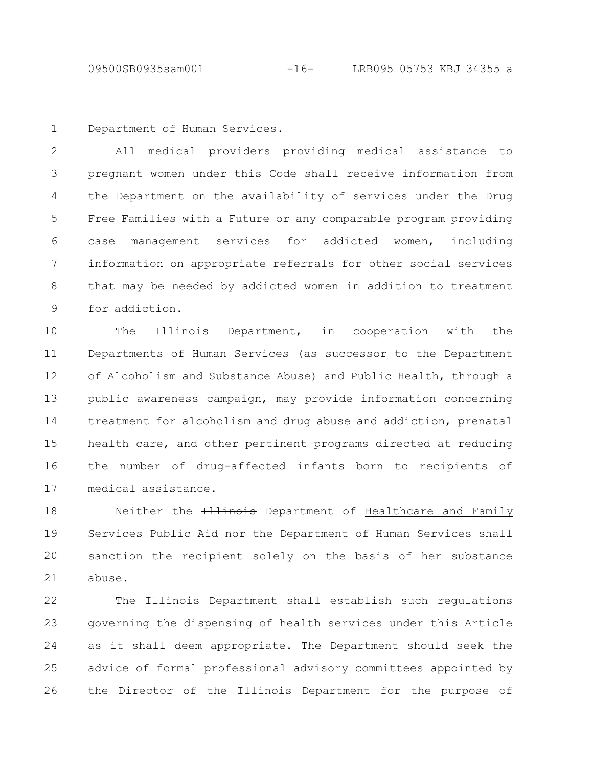Department of Human Services.

All medical providers providing medical assistance to pregnant women under this Code shall receive information from the Department on the availability of services under the Drug Free Families with a Future or any comparable program providing case management services for addicted women, including information on appropriate referrals for other social services that may be needed by addicted women in addition to treatment for addiction.

The Illinois Department, in cooperation with the Departments of Human Services (as successor to the Department of Alcoholism and Substance Abuse) and Public Health, through a public awareness campaign, may provide information concerning treatment for alcoholism and drug abuse and addiction, prenatal health care, and other pertinent programs directed at reducing the number of drug-affected infants born to recipients of medical assistance.

Neither the ~~Illinois~~ Department of <u>Healthcare and Family Services</u> ~~Public Aid~~ nor the Department of Human Services shall sanction the recipient solely on the basis of her substance abuse.

The Illinois Department shall establish such regulations governing the dispensing of health services under this Article as it shall deem appropriate. The Department should seek the advice of formal professional advisory committees appointed by the Director of the Illinois Department for the purpose of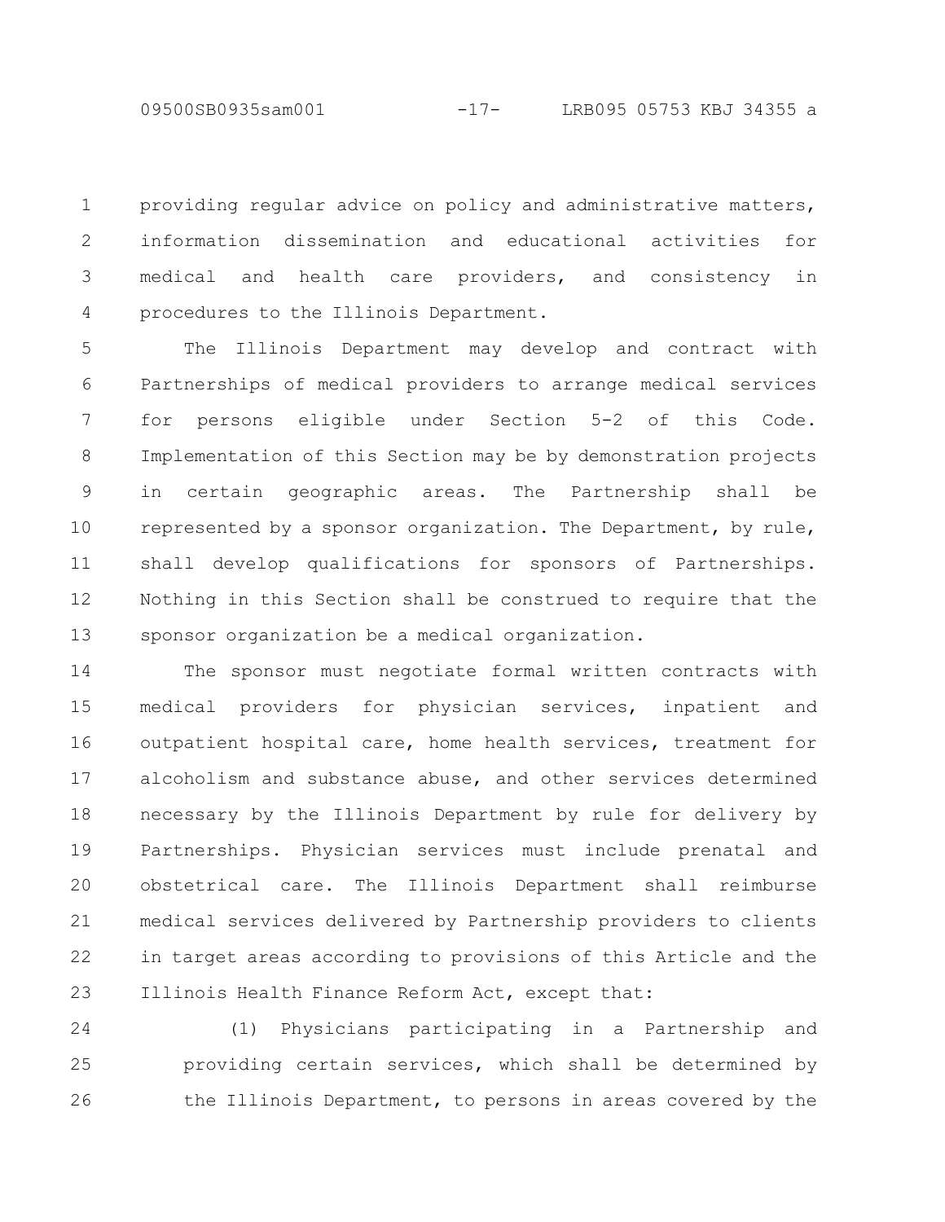providing regular advice on policy and administrative matters, information dissemination and educational activities for medical and health care providers, and consistency in procedures to the Illinois Department.

The Illinois Department may develop and contract with Partnerships of medical providers to arrange medical services for persons eligible under Section 5-2 of this Code. Implementation of this Section may be by demonstration projects in certain geographic areas. The Partnership shall be represented by a sponsor organization. The Department, by rule, shall develop qualifications for sponsors of Partnerships. Nothing in this Section shall be construed to require that the sponsor organization be a medical organization.

The sponsor must negotiate formal written contracts with medical providers for physician services, inpatient and outpatient hospital care, home health services, treatment for alcoholism and substance abuse, and other services determined necessary by the Illinois Department by rule for delivery by Partnerships. Physician services must include prenatal and obstetrical care. The Illinois Department shall reimburse medical services delivered by Partnership providers to clients in target areas according to provisions of this Article and the Illinois Health Finance Reform Act, except that:

(1) Physicians participating in a Partnership and providing certain services, which shall be determined by the Illinois Department, to persons in areas covered by the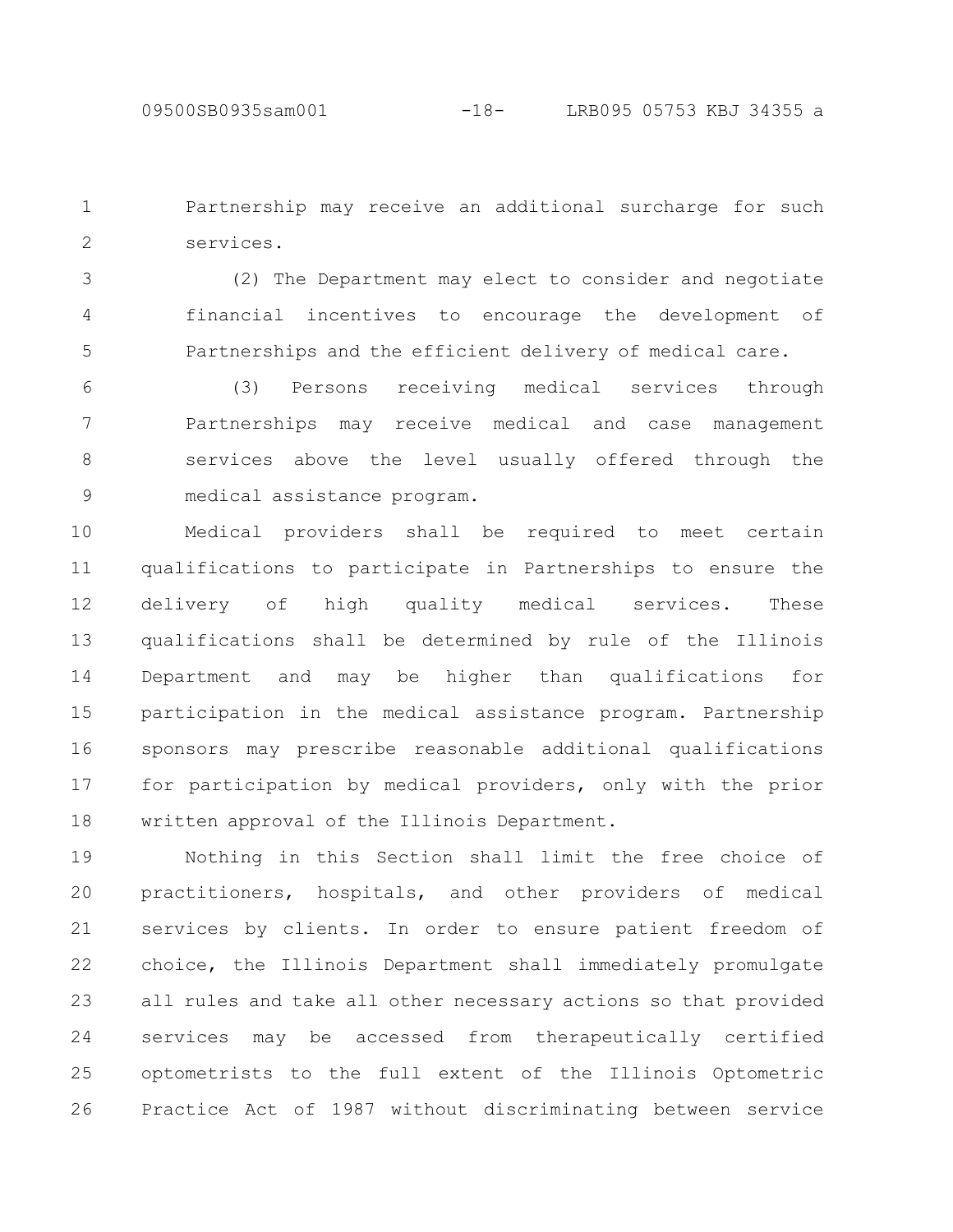Partnership may receive an additional surcharge for such services.

(2) The Department may elect to consider and negotiate financial incentives to encourage the development of Partnerships and the efficient delivery of medical care.

(3) Persons receiving medical services through Partnerships may receive medical and case management services above the level usually offered through the medical assistance program.

Medical providers shall be required to meet certain qualifications to participate in Partnerships to ensure the delivery of high quality medical services. These qualifications shall be determined by rule of the Illinois Department and may be higher than qualifications for participation in the medical assistance program. Partnership sponsors may prescribe reasonable additional qualifications for participation by medical providers, only with the prior written approval of the Illinois Department.

Nothing in this Section shall limit the free choice of practitioners, hospitals, and other providers of medical services by clients. In order to ensure patient freedom of choice, the Illinois Department shall immediately promulgate all rules and take all other necessary actions so that provided services may be accessed from therapeutically certified optometrists to the full extent of the Illinois Optometric Practice Act of 1987 without discriminating between service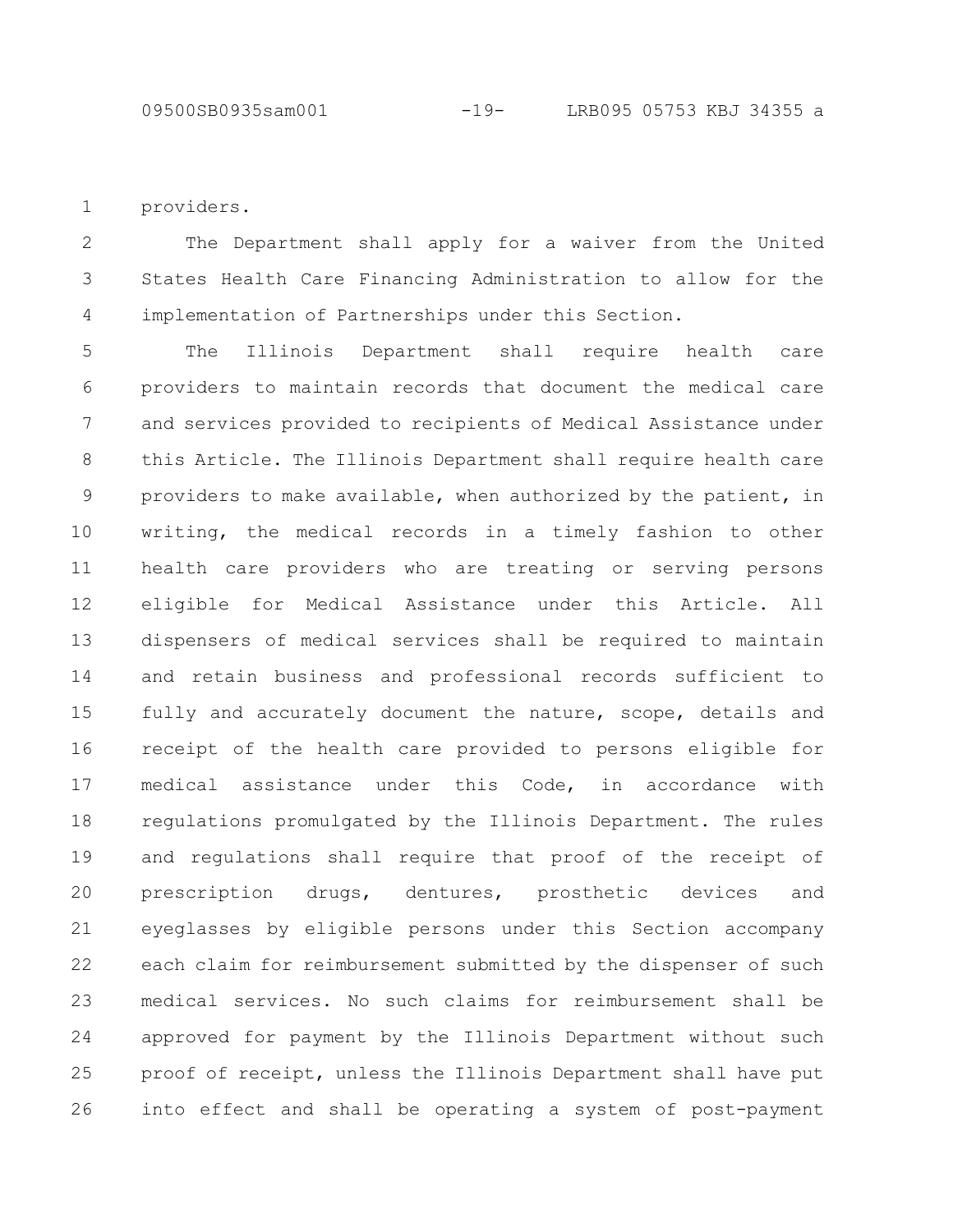providers.

The Department shall apply for a waiver from the United States Health Care Financing Administration to allow for the implementation of Partnerships under this Section.

The Illinois Department shall require health care providers to maintain records that document the medical care and services provided to recipients of Medical Assistance under this Article. The Illinois Department shall require health care providers to make available, when authorized by the patient, in writing, the medical records in a timely fashion to other health care providers who are treating or serving persons eligible for Medical Assistance under this Article. All dispensers of medical services shall be required to maintain and retain business and professional records sufficient to fully and accurately document the nature, scope, details and receipt of the health care provided to persons eligible for medical assistance under this Code, in accordance with regulations promulgated by the Illinois Department. The rules and regulations shall require that proof of the receipt of prescription drugs, dentures, prosthetic devices and eyeglasses by eligible persons under this Section accompany each claim for reimbursement submitted by the dispenser of such medical services. No such claims for reimbursement shall be approved for payment by the Illinois Department without such proof of receipt, unless the Illinois Department shall have put into effect and shall be operating a system of post-payment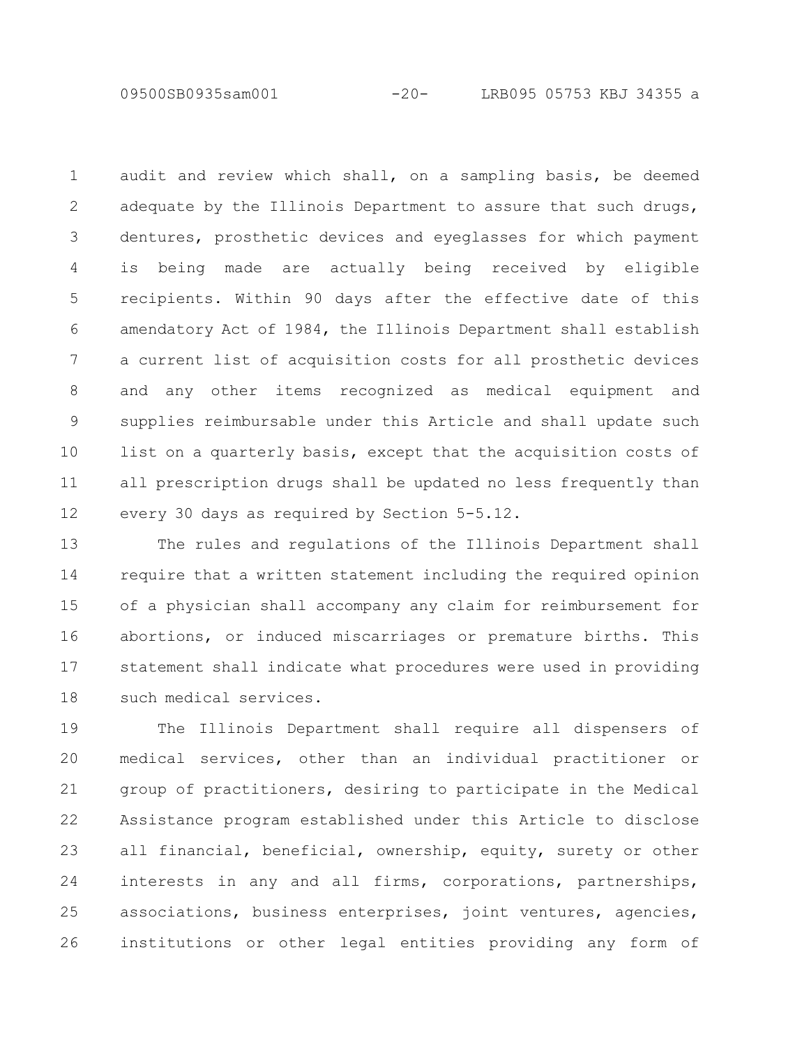audit and review which shall, on a sampling basis, be deemed adequate by the Illinois Department to assure that such drugs, dentures, prosthetic devices and eyeglasses for which payment is being made are actually being received by eligible recipients. Within 90 days after the effective date of this amendatory Act of 1984, the Illinois Department shall establish a current list of acquisition costs for all prosthetic devices and any other items recognized as medical equipment and supplies reimbursable under this Article and shall update such list on a quarterly basis, except that the acquisition costs of all prescription drugs shall be updated no less frequently than every 30 days as required by Section 5-5.12.

The rules and regulations of the Illinois Department shall require that a written statement including the required opinion of a physician shall accompany any claim for reimbursement for abortions, or induced miscarriages or premature births. This statement shall indicate what procedures were used in providing such medical services.

The Illinois Department shall require all dispensers of medical services, other than an individual practitioner or group of practitioners, desiring to participate in the Medical Assistance program established under this Article to disclose all financial, beneficial, ownership, equity, surety or other interests in any and all firms, corporations, partnerships, associations, business enterprises, joint ventures, agencies, institutions or other legal entities providing any form of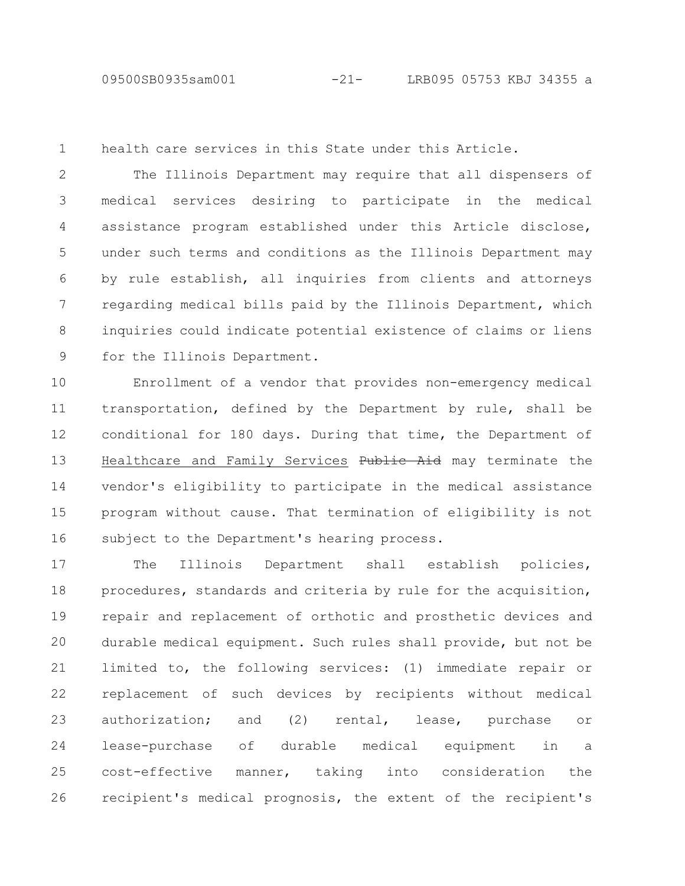health care services in this State under this Article.

The Illinois Department may require that all dispensers of medical services desiring to participate in the medical assistance program established under this Article disclose, under such terms and conditions as the Illinois Department may by rule establish, all inquiries from clients and attorneys regarding medical bills paid by the Illinois Department, which inquiries could indicate potential existence of claims or liens for the Illinois Department.

Enrollment of a vendor that provides non-emergency medical transportation, defined by the Department by rule, shall be conditional for 180 days. During that time, the Department of Healthcare and Family Services ~~Public Aid~~ may terminate the vendor's eligibility to participate in the medical assistance program without cause. That termination of eligibility is not subject to the Department's hearing process.

The Illinois Department shall establish policies, procedures, standards and criteria by rule for the acquisition, repair and replacement of orthotic and prosthetic devices and durable medical equipment. Such rules shall provide, but not be limited to, the following services: (1) immediate repair or replacement of such devices by recipients without medical authorization; and (2) rental, lease, purchase or lease-purchase of durable medical equipment in a cost-effective manner, taking into consideration the recipient's medical prognosis, the extent of the recipient's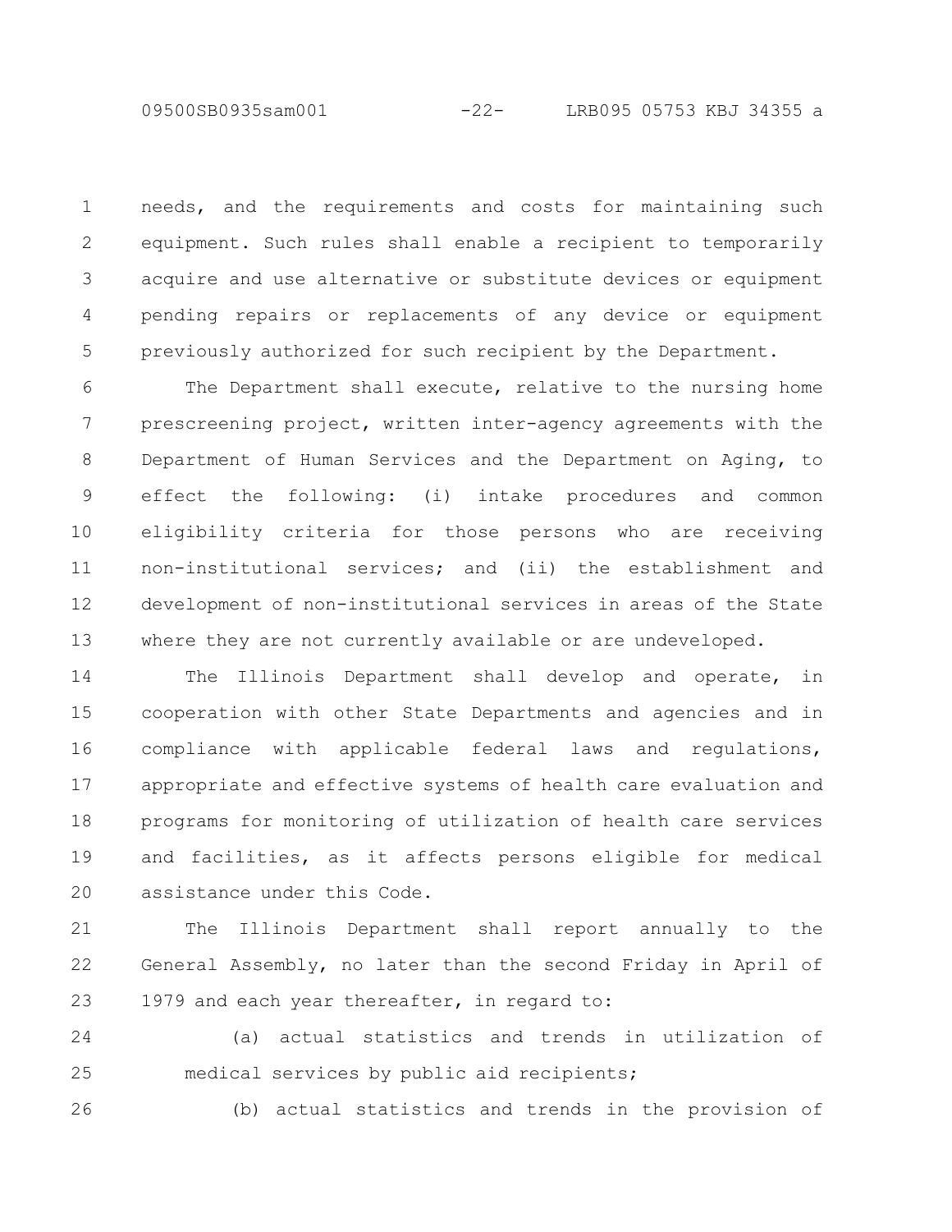needs, and the requirements and costs for maintaining such equipment. Such rules shall enable a recipient to temporarily acquire and use alternative or substitute devices or equipment pending repairs or replacements of any device or equipment previously authorized for such recipient by the Department.

The Department shall execute, relative to the nursing home prescreening project, written inter-agency agreements with the Department of Human Services and the Department on Aging, to effect the following: (i) intake procedures and common eligibility criteria for those persons who are receiving non-institutional services; and (ii) the establishment and development of non-institutional services in areas of the State where they are not currently available or are undeveloped.

The Illinois Department shall develop and operate, in cooperation with other State Departments and agencies and in compliance with applicable federal laws and regulations, appropriate and effective systems of health care evaluation and programs for monitoring of utilization of health care services and facilities, as it affects persons eligible for medical assistance under this Code.

The Illinois Department shall report annually to the General Assembly, no later than the second Friday in April of 1979 and each year thereafter, in regard to:

(a) actual statistics and trends in utilization of medical services by public aid recipients;

(b) actual statistics and trends in the provision of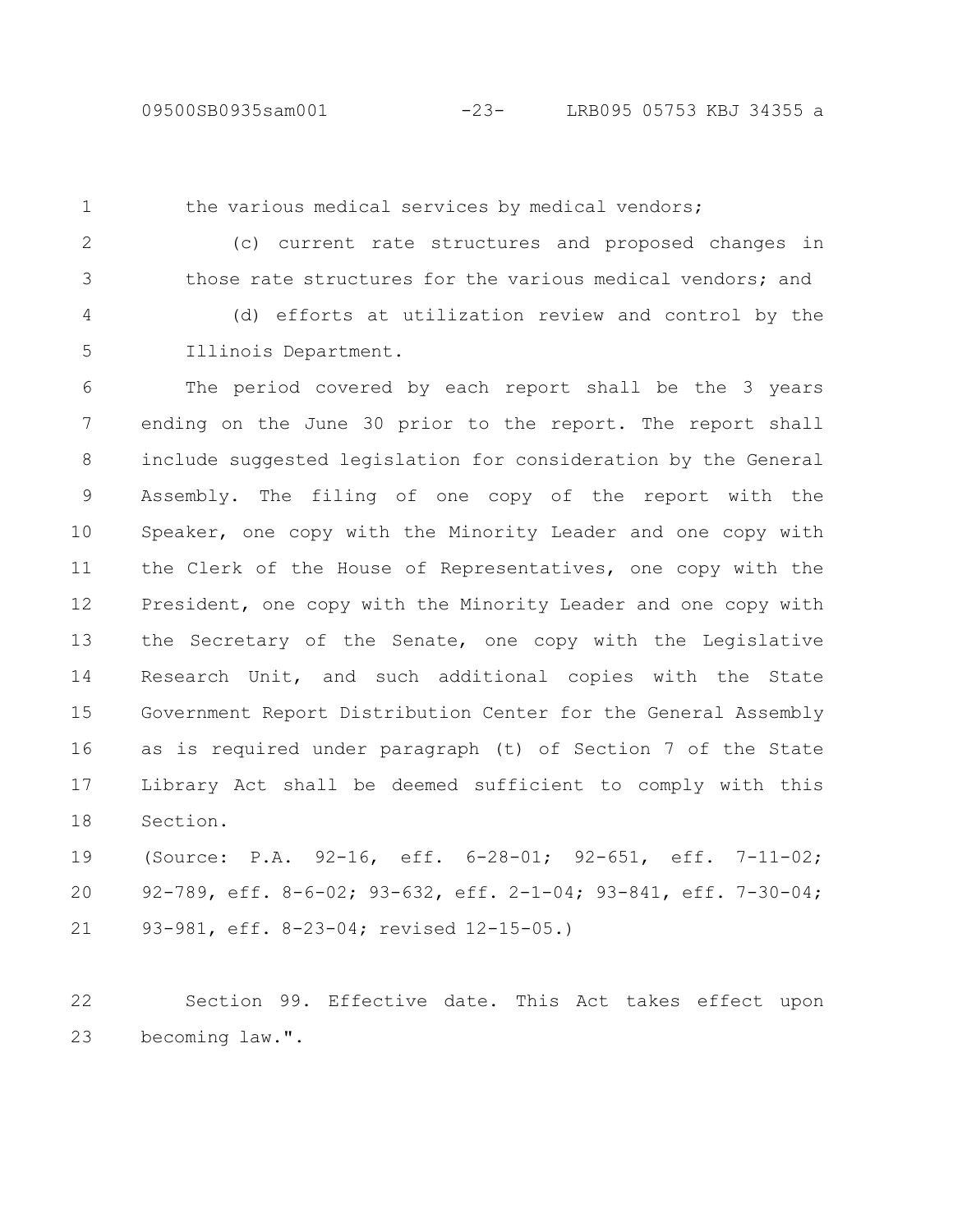the various medical services by medical vendors;

(c) current rate structures and proposed changes in those rate structures for the various medical vendors; and

(d) efforts at utilization review and control by the Illinois Department.

The period covered by each report shall be the 3 years ending on the June 30 prior to the report. The report shall include suggested legislation for consideration by the General Assembly. The filing of one copy of the report with the Speaker, one copy with the Minority Leader and one copy with the Clerk of the House of Representatives, one copy with the President, one copy with the Minority Leader and one copy with the Secretary of the Senate, one copy with the Legislative Research Unit, and such additional copies with the State Government Report Distribution Center for the General Assembly as is required under paragraph (t) of Section 7 of the State Library Act shall be deemed sufficient to comply with this Section.

(Source: P.A. 92-16, eff. 6-28-01; 92-651, eff. 7-11-02; 92-789, eff. 8-6-02; 93-632, eff. 2-1-04; 93-841, eff. 7-30-04; 93-981, eff. 8-23-04; revised 12-15-05.)

Section 99. Effective date. This Act takes effect upon becoming law.".